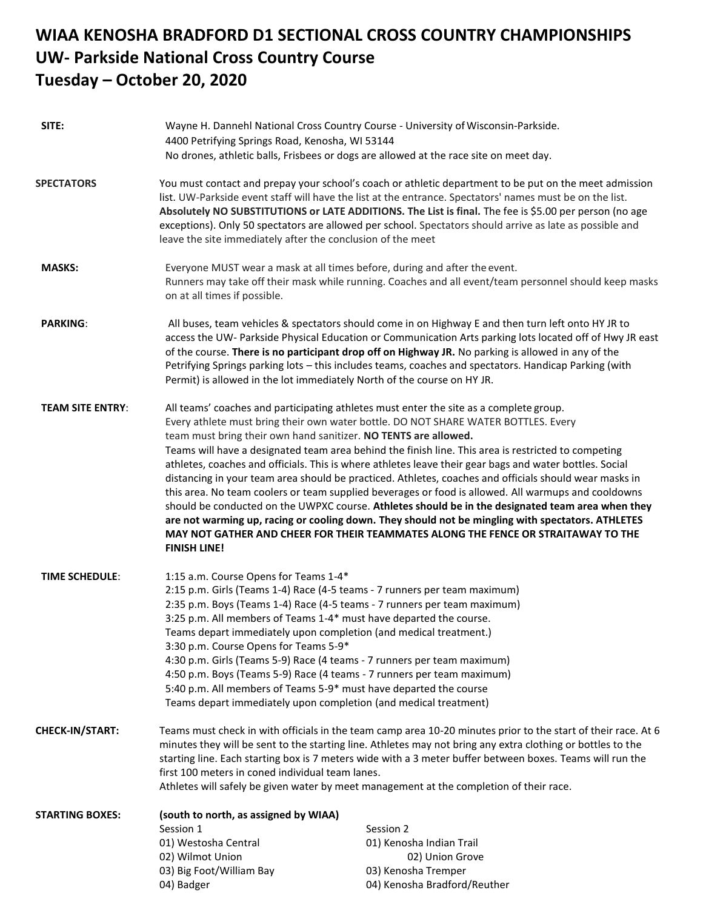# WIAA KENOSHA BRADFORD D1 SECTIONAL CROSS COUNTRY CHAMPIONSHIPS
## UW- Parkside National Cross Country Course
## Tuesday – October 20, 2020

**SITE:**
Wayne H. Dannehl National Cross Country Course - University of Wisconsin-Parkside.
4400 Petrifying Springs Road, Kenosha, WI 53144
No drones, athletic balls, Frisbees or dogs are allowed at the race site on meet day.

**SPECTATORS**
You must contact and prepay your school's coach or athletic department to be put on the meet admission list. UW-Parkside event staff will have the list at the entrance. Spectators' names must be on the list. **Absolutely NO SUBSTITUTIONS or LATE ADDITIONS. The List is final.** The fee is $5.00 per person (no age exceptions). Only 50 spectators are allowed per school. Spectators should arrive as late as possible and leave the site immediately after the conclusion of the meet

**MASKS:**
Everyone MUST wear a mask at all times before, during and after the event.
Runners may take off their mask while running. Coaches and all event/team personnel should keep masks on at all times if possible.

**PARKING**:
All buses, team vehicles & spectators should come in on Highway E and then turn left onto HY JR to access the UW- Parkside Physical Education or Communication Arts parking lots located off of Hwy JR east of the course. **There is no participant drop off on Highway JR.** No parking is allowed in any of the Petrifying Springs parking lots – this includes teams, coaches and spectators. Handicap Parking (with Permit) is allowed in the lot immediately North of the course on HY JR.

**TEAM SITE ENTRY**:
All teams' coaches and participating athletes must enter the site as a complete group.
Every athlete must bring their own water bottle. DO NOT SHARE WATER BOTTLES. Every team must bring their own hand sanitizer. **NO TENTS are allowed.**
Teams will have a designated team area behind the finish line. This area is restricted to competing athletes, coaches and officials. This is where athletes leave their gear bags and water bottles. Social distancing in your team area should be practiced. Athletes, coaches and officials should wear masks in this area. No team coolers or team supplied beverages or food is allowed. All warmups and cooldowns should be conducted on the UWPXC course. **Athletes should be in the designated team area when they are not warming up, racing or cooling down. They should not be mingling with spectators. ATHLETES MAY NOT GATHER AND CHEER FOR THEIR TEAMMATES ALONG THE FENCE OR STRAITAWAY TO THE FINISH LINE!**

**TIME SCHEDULE**:
1:15 a.m. Course Opens for Teams 1-4*
2:15 p.m. Girls (Teams 1-4) Race (4-5 teams - 7 runners per team maximum)
2:35 p.m. Boys (Teams 1-4) Race (4-5 teams - 7 runners per team maximum)
3:25 p.m. All members of Teams 1-4* must have departed the course.
Teams depart immediately upon completion (and medical treatment.)
3:30 p.m. Course Opens for Teams 5-9*
4:30 p.m. Girls (Teams 5-9) Race (4 teams - 7 runners per team maximum)
4:50 p.m. Boys (Teams 5-9) Race (4 teams - 7 runners per team maximum)
5:40 p.m. All members of Teams 5-9* must have departed the course
Teams depart immediately upon completion (and medical treatment)

**CHECK-IN/START:**
Teams must check in with officials in the team camp area 10-20 minutes prior to the start of their race. At 6 minutes they will be sent to the starting line. Athletes may not bring any extra clothing or bottles to the starting line. Each starting box is 7 meters wide with a 3 meter buffer between boxes. Teams will run the first 100 meters in coned individual team lanes.
Athletes will safely be given water by meet management at the completion of their race.

**STARTING BOXES:** **(south to north, as assigned by WIAA)**

| Session 1 | Session 2 |
|---|---|
| 01) Westosha Central | 01) Kenosha Indian Trail |
| 02) Wilmot Union | 02) Union Grove |
| 03) Big Foot/William Bay | 03) Kenosha Tremper |
| 04) Badger | 04) Kenosha Bradford/Reuther |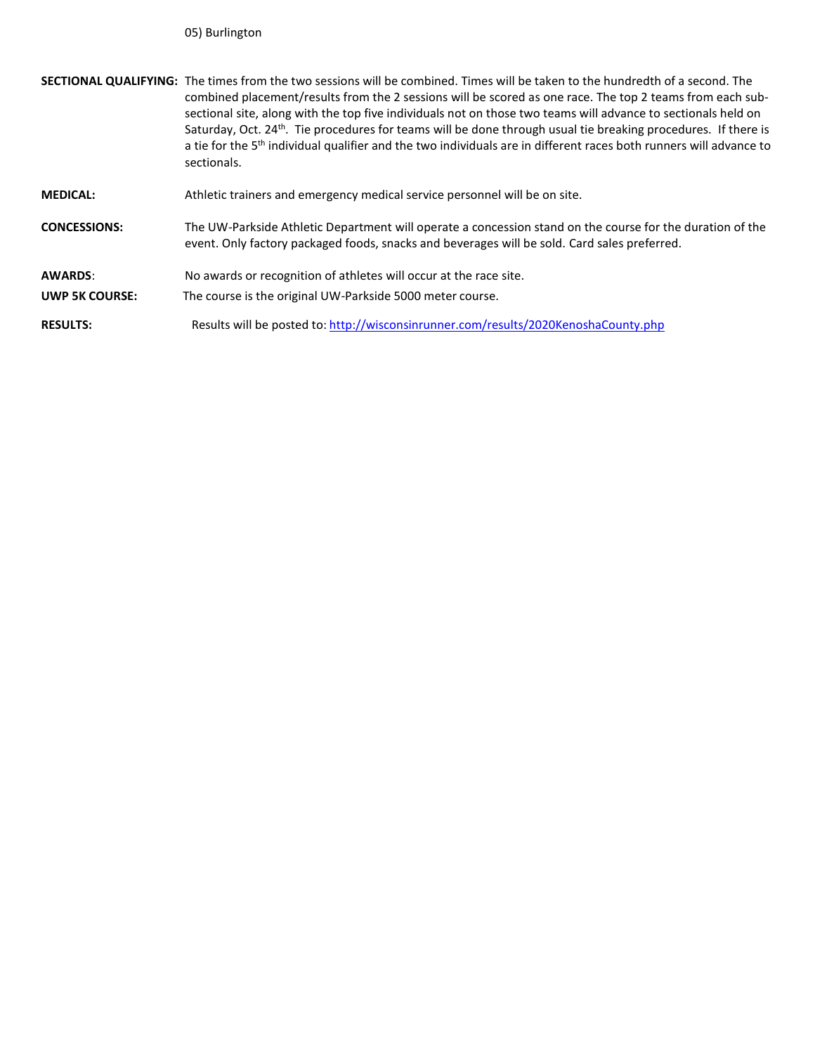05) Burlington

**SECTIONAL QUALIFYING:** The times from the two sessions will be combined. Times will be taken to the hundredth of a second. The combined placement/results from the 2 sessions will be scored as one race. The top 2 teams from each sub-sectional site, along with the top five individuals not on those two teams will advance to sectionals held on Saturday, Oct. 24th. Tie procedures for teams will be done through usual tie breaking procedures. If there is a tie for the 5th individual qualifier and the two individuals are in different races both runners will advance to sectionals.

**MEDICAL:** Athletic trainers and emergency medical service personnel will be on site.

**CONCESSIONS:** The UW-Parkside Athletic Department will operate a concession stand on the course for the duration of the event. Only factory packaged foods, snacks and beverages will be sold. Card sales preferred.

**AWARDS**: No awards or recognition of athletes will occur at the race site.

**UWP 5K COURSE:** The course is the original UW-Parkside 5000 meter course.

**RESULTS:** Results will be posted to: http://wisconsinrunner.com/results/2020KenoshaCounty.php